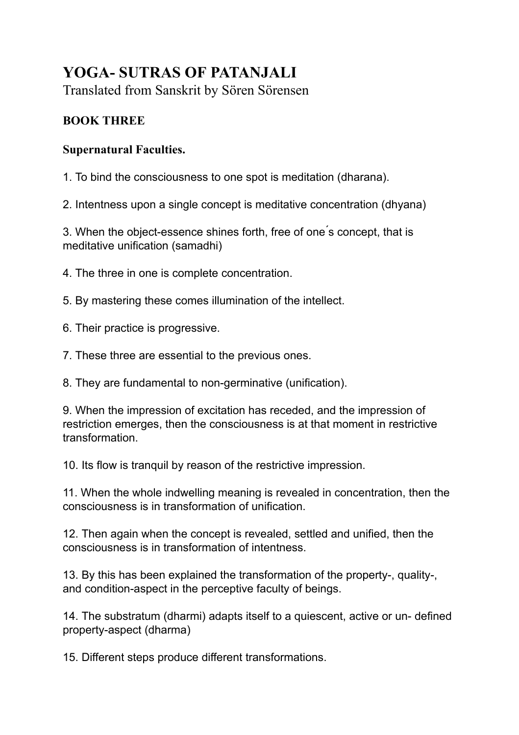# YOGA- SUTRAS OF PATANJALI

Translated from Sanskrit by Sören Sörensen

**BOOK THREE**

**Supernatural Faculties.**

1. To bind the consciousness to one spot is meditation (dharana).

2. Intentness upon a single concept is meditative concentration (dhyana)

3. When the object-essence shines forth, free of one´s concept, that is meditative unification (samadhi)

4. The three in one is complete concentration.

5. By mastering these comes illumination of the intellect.

6. Their practice is progressive.

7. These three are essential to the previous ones.

8. They are fundamental to non-germinative (unification).

9. When the impression of excitation has receded, and the impression of restriction emerges, then the consciousness is at that moment in restrictive transformation.

10. Its flow is tranquil by reason of the restrictive impression.

11. When the whole indwelling meaning is revealed in concentration, then the consciousness is in transformation of unification.

12. Then again when the concept is revealed, settled and unified, then the consciousness is in transformation of intentness.

13. By this has been explained the transformation of the property-, quality-, and condition-aspect in the perceptive faculty of beings.

14. The substratum (dharmi) adapts itself to a quiescent, active or un- defined property-aspect (dharma)

15. Different steps produce different transformations.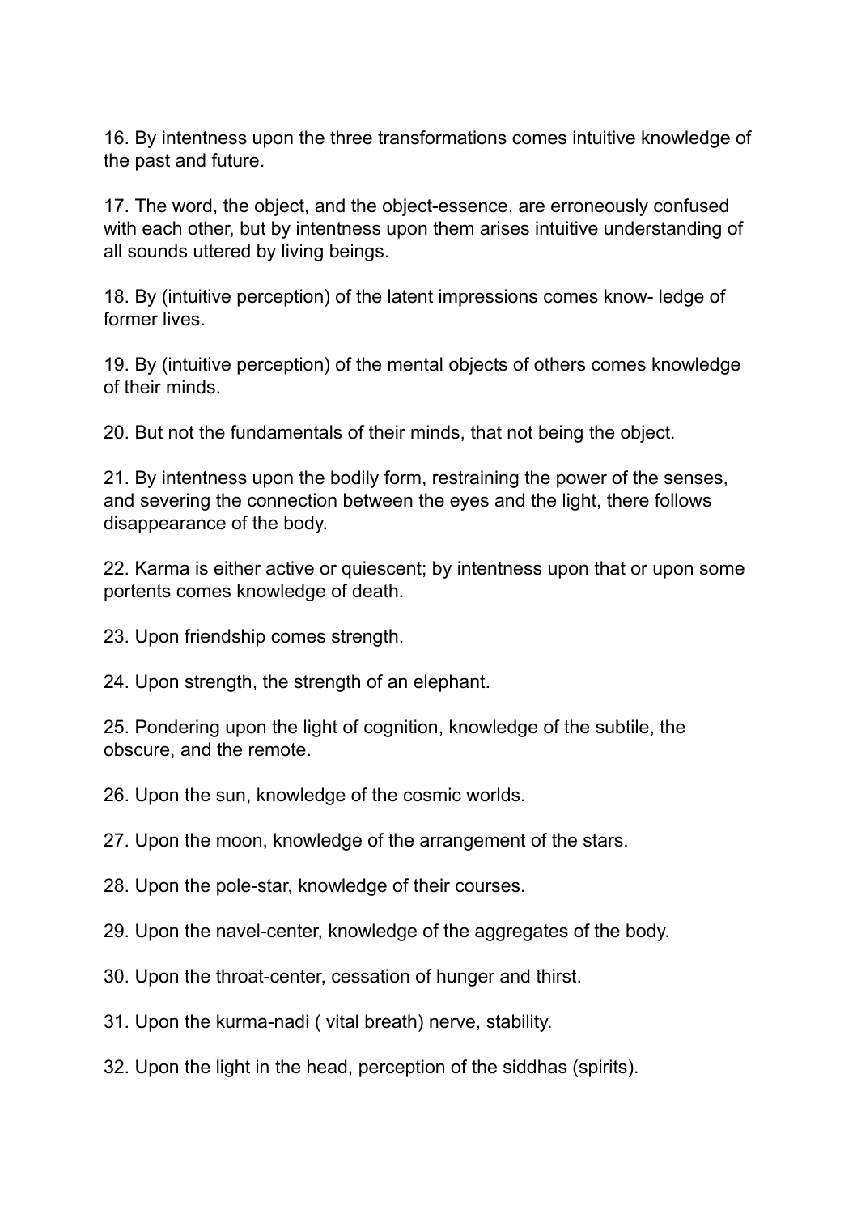16. By intentness upon the three transformations comes intuitive knowledge of the past and future.

17. The word, the object, and the object-essence, are erroneously confused with each other, but by intentness upon them arises intuitive understanding of all sounds uttered by living beings.

18. By (intuitive perception) of the latent impressions comes know- ledge of former lives.

19. By (intuitive perception) of the mental objects of others comes knowledge of their minds.

20. But not the fundamentals of their minds, that not being the object.

21. By intentness upon the bodily form, restraining the power of the senses, and severing the connection between the eyes and the light, there follows disappearance of the body.

22. Karma is either active or quiescent; by intentness upon that or upon some portents comes knowledge of death.

23. Upon friendship comes strength.

24. Upon strength, the strength of an elephant.

25. Pondering upon the light of cognition, knowledge of the subtile, the obscure, and the remote.

26. Upon the sun, knowledge of the cosmic worlds.

27. Upon the moon, knowledge of the arrangement of the stars.

28. Upon the pole-star, knowledge of their courses.

29. Upon the navel-center, knowledge of the aggregates of the body.

30. Upon the throat-center, cessation of hunger and thirst.

31. Upon the kurma-nadi ( vital breath) nerve, stability.

32. Upon the light in the head, perception of the siddhas (spirits).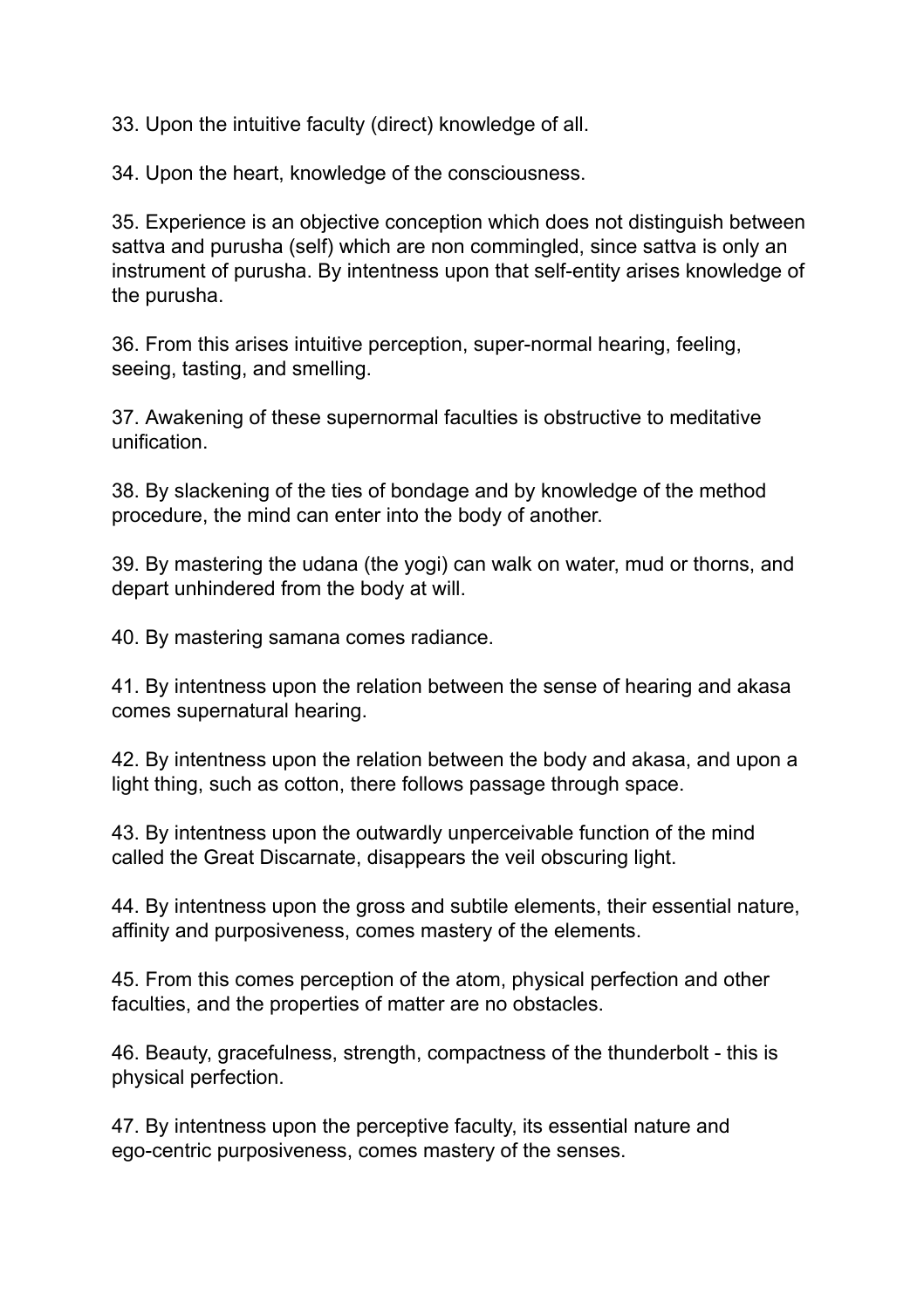33. Upon the intuitive faculty (direct) knowledge of all.

34. Upon the heart, knowledge of the consciousness.

35. Experience is an objective conception which does not distinguish between sattva and purusha (self) which are non commingled, since sattva is only an instrument of purusha. By intentness upon that self-entity arises knowledge of the purusha.

36. From this arises intuitive perception, super-normal hearing, feeling, seeing, tasting, and smelling.

37. Awakening of these supernormal faculties is obstructive to meditative unification.

38. By slackening of the ties of bondage and by knowledge of the method procedure, the mind can enter into the body of another.

39. By mastering the udana (the yogi) can walk on water, mud or thorns, and depart unhindered from the body at will.

40. By mastering samana comes radiance.

41. By intentness upon the relation between the sense of hearing and akasa comes supernatural hearing.

42. By intentness upon the relation between the body and akasa, and upon a light thing, such as cotton, there follows passage through space.

43. By intentness upon the outwardly unperceivable function of the mind called the Great Discarnate, disappears the veil obscuring light.

44. By intentness upon the gross and subtile elements, their essential nature, affinity and purposiveness, comes mastery of the elements.

45. From this comes perception of the atom, physical perfection and other faculties, and the properties of matter are no obstacles.

46. Beauty, gracefulness, strength, compactness of the thunderbolt - this is physical perfection.

47. By intentness upon the perceptive faculty, its essential nature and ego-centric purposiveness, comes mastery of the senses.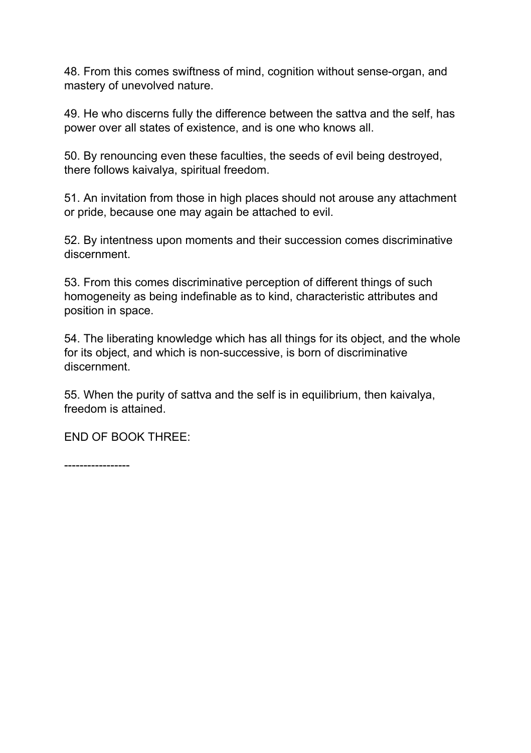48. From this comes swiftness of mind, cognition without sense-organ, and mastery of unevolved nature.

49. He who discerns fully the difference between the sattva and the self, has power over all states of existence, and is one who knows all.

50. By renouncing even these faculties, the seeds of evil being destroyed, there follows kaivalya, spiritual freedom.

51. An invitation from those in high places should not arouse any attachment or pride, because one may again be attached to evil.

52. By intentness upon moments and their succession comes discriminative discernment.

53. From this comes discriminative perception of different things of such homogeneity as being indefinable as to kind, characteristic attributes and position in space.

54. The liberating knowledge which has all things for its object, and the whole for its object, and which is non-successive, is born of discriminative discernment.

55. When the purity of sattva and the self is in equilibrium, then kaivalya, freedom is attained.

END OF BOOK THREE:

-----------------